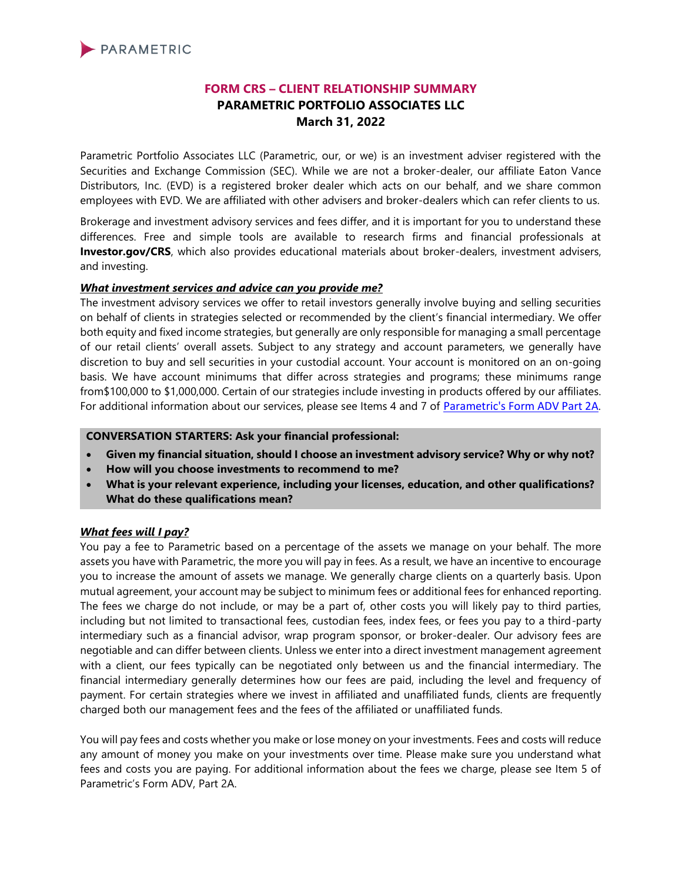PARAMETRIC

# FORM CRS – CLIENT RELATIONSHIP SUMMARY

## PARAMETRIC PORTFOLIO ASSOCIATES LLC

**March 31, 2022**

Parametric Portfolio Associates LLC (Parametric, our, or we) is an investment adviser registered with the Securities and Exchange Commission (SEC). While we are not a broker-dealer, our affiliate Eaton Vance Distributors, Inc. (EVD) is a registered broker dealer which acts on our behalf, and we share common employees with EVD. We are affiliated with other advisers and broker-dealers which can refer clients to us.

Brokerage and investment advisory services and fees differ, and it is important for you to understand these differences. Free and simple tools are available to research firms and financial professionals at **Investor.gov/CRS**, which also provides educational materials about broker-dealers, investment advisers, and investing.

***What investment services and advice can you provide me?***

The investment advisory services we offer to retail investors generally involve buying and selling securities on behalf of clients in strategies selected or recommended by the client's financial intermediary. We offer both equity and fixed income strategies, but generally are only responsible for managing a small percentage of our retail clients' overall assets. Subject to any strategy and account parameters, we generally have discretion to buy and sell securities in your custodial account. Your account is monitored on an on-going basis. We have account minimums that differ across strategies and programs; these minimums range from$100,000 to $1,000,000. Certain of our strategies include investing in products offered by our affiliates. For additional information about our services, please see Items 4 and 7 of Parametric's Form ADV Part 2A.

**CONVERSATION STARTERS: Ask your financial professional:**

- **Given my financial situation, should I choose an investment advisory service? Why or why not?**
- **How will you choose investments to recommend to me?**
- **What is your relevant experience, including your licenses, education, and other qualifications? What do these qualifications mean?**

***What fees will I pay?***

You pay a fee to Parametric based on a percentage of the assets we manage on your behalf. The more assets you have with Parametric, the more you will pay in fees. As a result, we have an incentive to encourage you to increase the amount of assets we manage. We generally charge clients on a quarterly basis. Upon mutual agreement, your account may be subject to minimum fees or additional fees for enhanced reporting. The fees we charge do not include, or may be a part of, other costs you will likely pay to third parties, including but not limited to transactional fees, custodian fees, index fees, or fees you pay to a third-party intermediary such as a financial advisor, wrap program sponsor, or broker-dealer. Our advisory fees are negotiable and can differ between clients. Unless we enter into a direct investment management agreement with a client, our fees typically can be negotiated only between us and the financial intermediary. The financial intermediary generally determines how our fees are paid, including the level and frequency of payment. For certain strategies where we invest in affiliated and unaffiliated funds, clients are frequently charged both our management fees and the fees of the affiliated or unaffiliated funds.

You will pay fees and costs whether you make or lose money on your investments. Fees and costs will reduce any amount of money you make on your investments over time. Please make sure you understand what fees and costs you are paying. For additional information about the fees we charge, please see Item 5 of Parametric's Form ADV, Part 2A.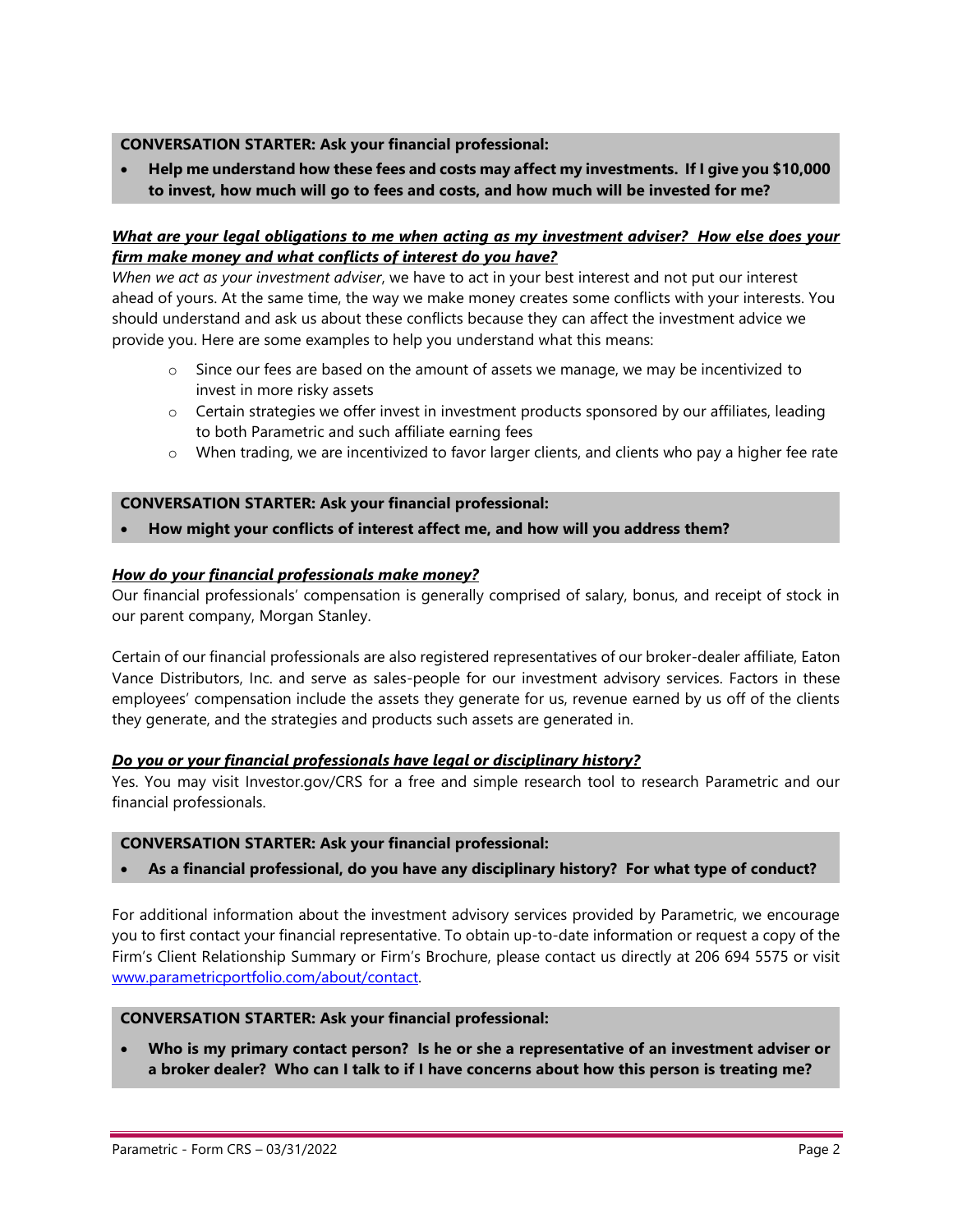**CONVERSATION STARTER: Ask your financial professional:**

- **Help me understand how these fees and costs may affect my investments. If I give you $10,000 to invest, how much will go to fees and costs, and how much will be invested for me?**

***What are your legal obligations to me when acting as my investment adviser? How else does your firm make money and what conflicts of interest do you have?***

*When we act as your investment adviser*, we have to act in your best interest and not put our interest ahead of yours. At the same time, the way we make money creates some conflicts with your interests. You should understand and ask us about these conflicts because they can affect the investment advice we provide you. Here are some examples to help you understand what this means:

- Since our fees are based on the amount of assets we manage, we may be incentivized to invest in more risky assets
- Certain strategies we offer invest in investment products sponsored by our affiliates, leading to both Parametric and such affiliate earning fees
- When trading, we are incentivized to favor larger clients, and clients who pay a higher fee rate

**CONVERSATION STARTER: Ask your financial professional:**

- **How might your conflicts of interest affect me, and how will you address them?**

***How do your financial professionals make money?***

Our financial professionals' compensation is generally comprised of salary, bonus, and receipt of stock in our parent company, Morgan Stanley.

Certain of our financial professionals are also registered representatives of our broker-dealer affiliate, Eaton Vance Distributors, Inc. and serve as sales-people for our investment advisory services. Factors in these employees' compensation include the assets they generate for us, revenue earned by us off of the clients they generate, and the strategies and products such assets are generated in.

***Do you or your financial professionals have legal or disciplinary history?***

Yes. You may visit Investor.gov/CRS for a free and simple research tool to research Parametric and our financial professionals.

**CONVERSATION STARTER: Ask your financial professional:**

- **As a financial professional, do you have any disciplinary history? For what type of conduct?**

For additional information about the investment advisory services provided by Parametric, we encourage you to first contact your financial representative. To obtain up-to-date information or request a copy of the Firm's Client Relationship Summary or Firm's Brochure, please contact us directly at 206 694 5575 or visit www.parametricportfolio.com/about/contact.

**CONVERSATION STARTER: Ask your financial professional:**

- **Who is my primary contact person? Is he or she a representative of an investment adviser or a broker dealer? Who can I talk to if I have concerns about how this person is treating me?**